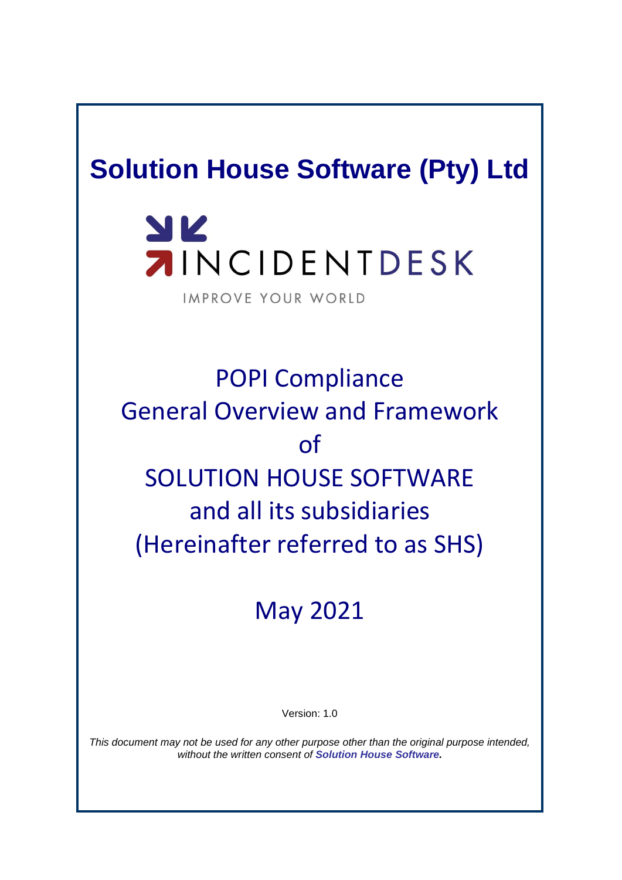# Solution House Software (Pty) Ltd

INCIDENTDESK

IMPROVE YOUR WORLD

## POPI Compliance
## General Overview and Framework
## of
## SOLUTION HOUSE SOFTWARE
## and all its subsidiaries
## (Hereinafter referred to as SHS)

## May 2021

Version: 1.0

*This document may not be used for any other purpose other than the original purpose intended, without the written consent of* ***Solution House Software.***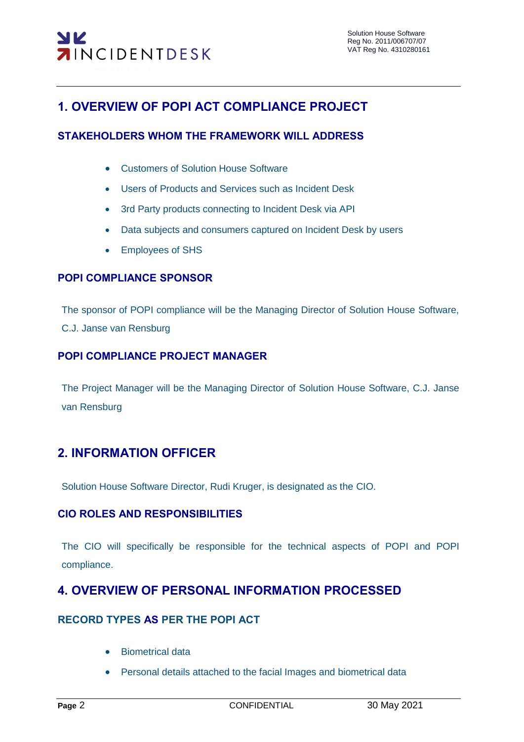# 1. OVERVIEW OF POPI ACT COMPLIANCE PROJECT

## STAKEHOLDERS WHOM THE FRAMEWORK WILL ADDRESS

- Customers of Solution House Software
- Users of Products and Services such as Incident Desk
- 3rd Party products connecting to Incident Desk via API
- Data subjects and consumers captured on Incident Desk by users
- Employees of SHS

## POPI COMPLIANCE SPONSOR

The sponsor of POPI compliance will be the Managing Director of Solution House Software, C.J. Janse van Rensburg

## POPI COMPLIANCE PROJECT MANAGER

The Project Manager will be the Managing Director of Solution House Software, C.J. Janse van Rensburg

# 2. INFORMATION OFFICER

Solution House Software Director, Rudi Kruger, is designated as the CIO.

## CIO ROLES AND RESPONSIBILITIES

The CIO will specifically be responsible for the technical aspects of POPI and POPI compliance.

# 4. OVERVIEW OF PERSONAL INFORMATION PROCESSED

## RECORD TYPES AS PER THE POPI ACT

- Biometrical data
- Personal details attached to the facial Images and biometrical data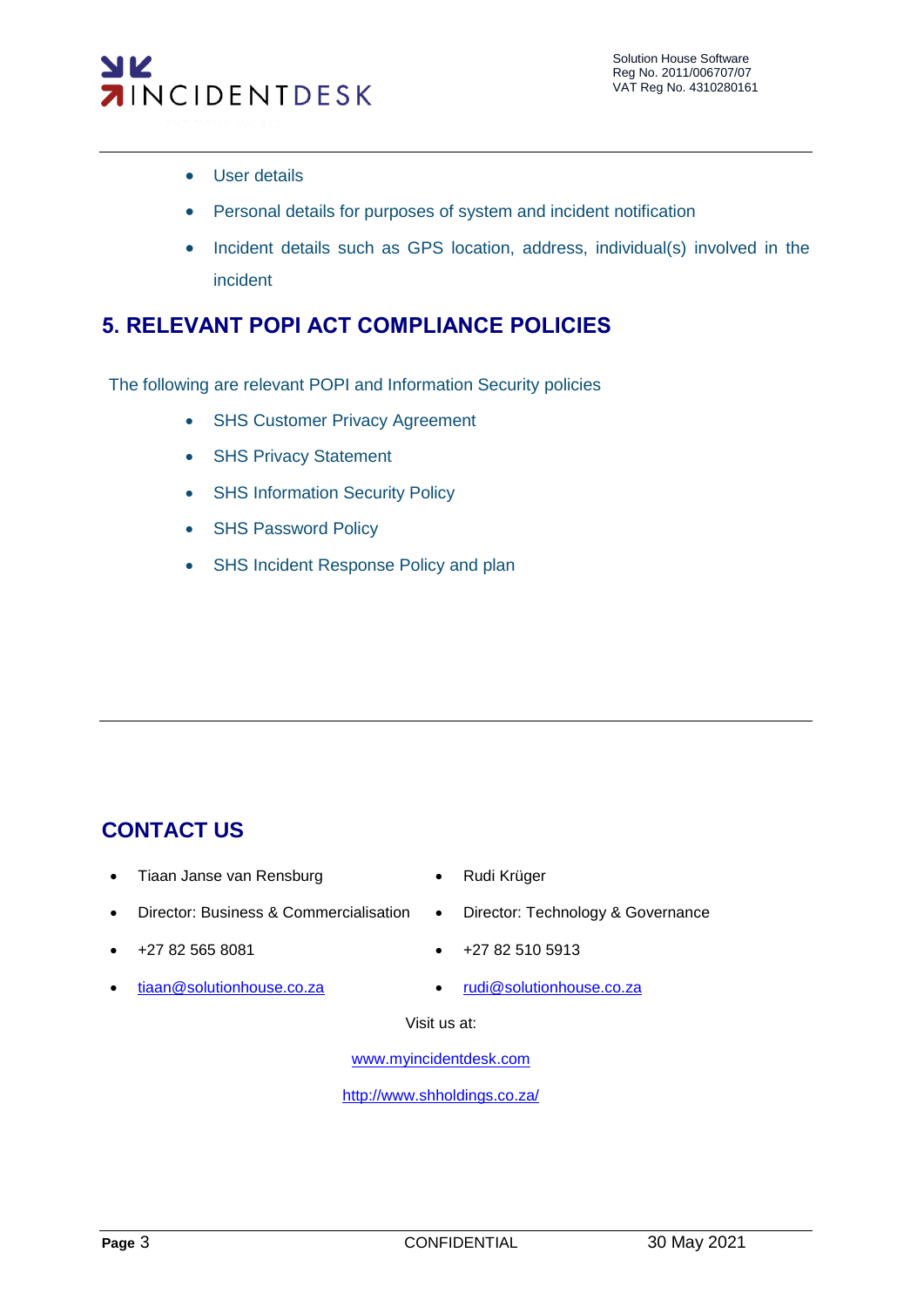- User details
- Personal details for purposes of system and incident notification
- Incident details such as GPS location, address, individual(s) involved in the incident

## 5. RELEVANT POPI ACT COMPLIANCE POLICIES

The following are relevant POPI and Information Security policies

- SHS Customer Privacy Agreement
- SHS Privacy Statement
- SHS Information Security Policy
- SHS Password Policy
- SHS Incident Response Policy and plan

## CONTACT US

- Tiaan Janse van Rensburg
- Director: Business & Commercialisation
- +27 82 565 8081
- tiaan@solutionhouse.co.za

- Rudi Krüger
- Director: Technology & Governance
- +27 82 510 5913
- rudi@solutionhouse.co.za

Visit us at:

www.myincidentdesk.com

http://www.shholdings.co.za/